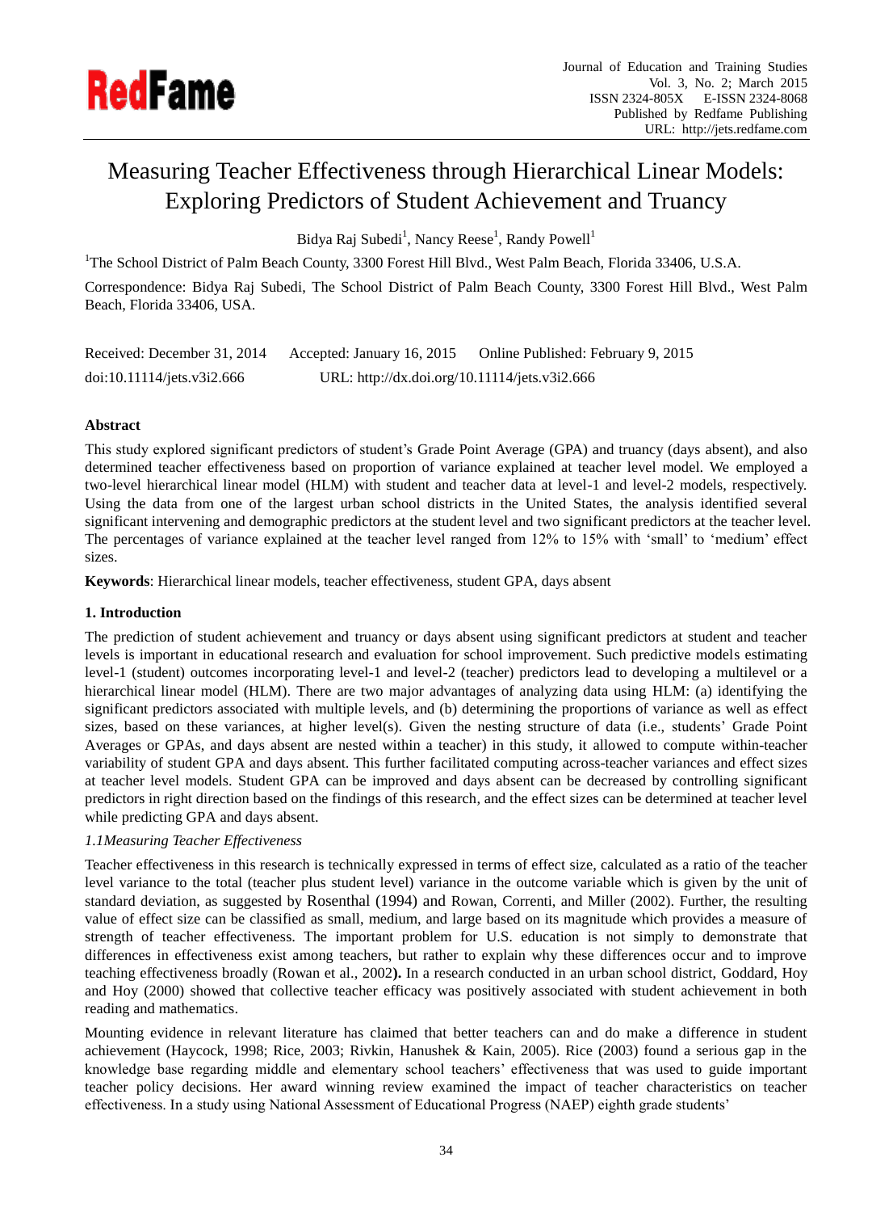# Measuring Teacher Effectiveness through Hierarchical Linear Models: Exploring Predictors of Student Achievement and Truancy

Bidya Raj Subedi[1], Nancy Reese[1], Randy Powell[1]

[1]The School District of Palm Beach County, 3300 Forest Hill Blvd., West Palm Beach, Florida 33406, U.S.A.

Correspondence: Bidya Raj Subedi, The School District of Palm Beach County, 3300 Forest Hill Blvd., West Palm Beach, Florida 33406, USA.

Received: December 31, 2014    Accepted: January 16, 2015    Online Published: February 9, 2015

doi:10.11114/jets.v3i2.666    URL: http://dx.doi.org/10.11114/jets.v3i2.666

## Abstract

This study explored significant predictors of student's Grade Point Average (GPA) and truancy (days absent), and also determined teacher effectiveness based on proportion of variance explained at teacher level model. We employed a two-level hierarchical linear model (HLM) with student and teacher data at level-1 and level-2 models, respectively. Using the data from one of the largest urban school districts in the United States, the analysis identified several significant intervening and demographic predictors at the student level and two significant predictors at the teacher level. The percentages of variance explained at the teacher level ranged from 12% to 15% with 'small' to 'medium' effect sizes.

**Keywords**: Hierarchical linear models, teacher effectiveness, student GPA, days absent

## 1. Introduction

The prediction of student achievement and truancy or days absent using significant predictors at student and teacher levels is important in educational research and evaluation for school improvement. Such predictive models estimating level-1 (student) outcomes incorporating level-1 and level-2 (teacher) predictors lead to developing a multilevel or a hierarchical linear model (HLM). There are two major advantages of analyzing data using HLM: (a) identifying the significant predictors associated with multiple levels, and (b) determining the proportions of variance as well as effect sizes, based on these variances, at higher level(s). Given the nesting structure of data (i.e., students' Grade Point Averages or GPAs, and days absent are nested within a teacher) in this study, it allowed to compute within-teacher variability of student GPA and days absent. This further facilitated computing across-teacher variances and effect sizes at teacher level models. Student GPA can be improved and days absent can be decreased by controlling significant predictors in right direction based on the findings of this research, and the effect sizes can be determined at teacher level while predicting GPA and days absent.

### *1.1Measuring Teacher Effectiveness*

Teacher effectiveness in this research is technically expressed in terms of effect size, calculated as a ratio of the teacher level variance to the total (teacher plus student level) variance in the outcome variable which is given by the unit of standard deviation, as suggested by Rosenthal (1994) and Rowan, Correnti, and Miller (2002). Further, the resulting value of effect size can be classified as small, medium, and large based on its magnitude which provides a measure of strength of teacher effectiveness. The important problem for U.S. education is not simply to demonstrate that differences in effectiveness exist among teachers, but rather to explain why these differences occur and to improve teaching effectiveness broadly (Rowan et al., 2002**).** In a research conducted in an urban school district, Goddard, Hoy and Hoy (2000) showed that collective teacher efficacy was positively associated with student achievement in both reading and mathematics.

Mounting evidence in relevant literature has claimed that better teachers can and do make a difference in student achievement (Haycock, 1998; Rice, 2003; Rivkin, Hanushek & Kain, 2005). Rice (2003) found a serious gap in the knowledge base regarding middle and elementary school teachers' effectiveness that was used to guide important teacher policy decisions. Her award winning review examined the impact of teacher characteristics on teacher effectiveness. In a study using National Assessment of Educational Progress (NAEP) eighth grade students'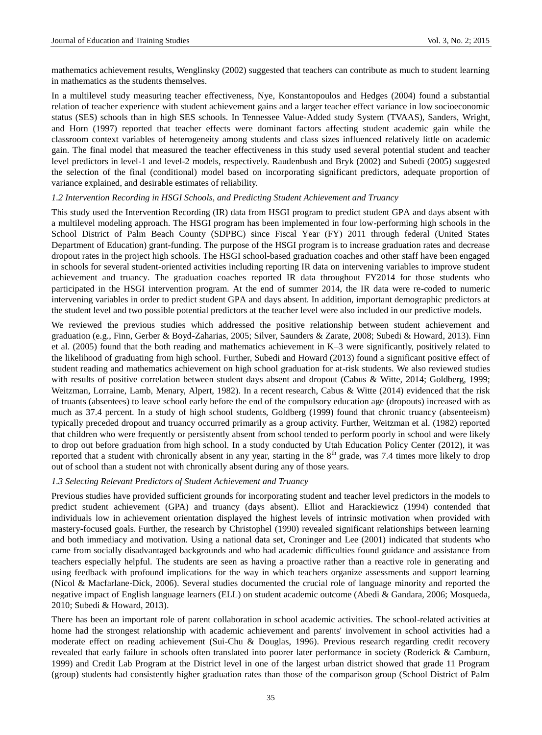mathematics achievement results, Wenglinsky (2002) suggested that teachers can contribute as much to student learning in mathematics as the students themselves.

In a multilevel study measuring teacher effectiveness, Nye, Konstantopoulos and Hedges (2004) found a substantial relation of teacher experience with student achievement gains and a larger teacher effect variance in low socioeconomic status (SES) schools than in high SES schools. In Tennessee Value-Added study System (TVAAS), Sanders, Wright, and Horn (1997) reported that teacher effects were dominant factors affecting student academic gain while the classroom context variables of heterogeneity among students and class sizes influenced relatively little on academic gain. The final model that measured the teacher effectiveness in this study used several potential student and teacher level predictors in level-1 and level-2 models, respectively. Raudenbush and Bryk (2002) and Subedi (2005) suggested the selection of the final (conditional) model based on incorporating significant predictors, adequate proportion of variance explained, and desirable estimates of reliability.

### *1.2 Intervention Recording in HSGI Schools, and Predicting Student Achievement and Truancy*

This study used the Intervention Recording (IR) data from HSGI program to predict student GPA and days absent with a multilevel modeling approach. The HSGI program has been implemented in four low-performing high schools in the School District of Palm Beach County (SDPBC) since Fiscal Year (FY) 2011 through federal (United States Department of Education) grant-funding. The purpose of the HSGI program is to increase graduation rates and decrease dropout rates in the project high schools. The HSGI school-based graduation coaches and other staff have been engaged in schools for several student-oriented activities including reporting IR data on intervening variables to improve student achievement and truancy. The graduation coaches reported IR data throughout FY2014 for those students who participated in the HSGI intervention program. At the end of summer 2014, the IR data were re-coded to numeric intervening variables in order to predict student GPA and days absent. In addition, important demographic predictors at the student level and two possible potential predictors at the teacher level were also included in our predictive models.

We reviewed the previous studies which addressed the positive relationship between student achievement and graduation (e.g., Finn, Gerber & Boyd-Zaharias, 2005; Silver, Saunders & Zarate, 2008; Subedi & Howard, 2013). Finn et al. (2005) found that the both reading and mathematics achievement in K–3 were significantly, positively related to the likelihood of graduating from high school. Further, Subedi and Howard (2013) found a significant positive effect of student reading and mathematics achievement on high school graduation for at-risk students. We also reviewed studies with results of positive correlation between student days absent and dropout (Cabus & Witte, 2014; Goldberg, 1999; Weitzman, Lorraine, Lamb, Menary, Alpert, 1982). In a recent research, Cabus & Witte (2014) evidenced that the risk of truants (absentees) to leave school early before the end of the compulsory education age (dropouts) increased with as much as 37.4 percent. In a study of high school students, Goldberg (1999) found that chronic truancy (absenteeism) typically preceded dropout and truancy occurred primarily as a group activity. Further, Weitzman et al. (1982) reported that children who were frequently or persistently absent from school tended to perform poorly in school and were likely to drop out before graduation from high school. In a study conducted by Utah Education Policy Center (2012), it was reported that a student with chronically absent in any year, starting in the 8th grade, was 7.4 times more likely to drop out of school than a student not with chronically absent during any of those years.

### *1.3 Selecting Relevant Predictors of Student Achievement and Truancy*

Previous studies have provided sufficient grounds for incorporating student and teacher level predictors in the models to predict student achievement (GPA) and truancy (days absent). Elliot and Harackiewicz (1994) contended that individuals low in achievement orientation displayed the highest levels of intrinsic motivation when provided with mastery-focused goals. Further, the research by Christophel (1990) revealed significant relationships between learning and both immediacy and motivation. Using a national data set, Croninger and Lee (2001) indicated that students who came from socially disadvantaged backgrounds and who had academic difficulties found guidance and assistance from teachers especially helpful. The students are seen as having a proactive rather than a reactive role in generating and using feedback with profound implications for the way in which teachers organize assessments and support learning (Nicol & Macfarlane-Dick, 2006). Several studies documented the crucial role of language minority and reported the negative impact of English language learners (ELL) on student academic outcome (Abedi & Gandara, 2006; Mosqueda, 2010; Subedi & Howard, 2013).

There has been an important role of parent collaboration in school academic activities. The school-related activities at home had the strongest relationship with academic achievement and parents' involvement in school activities had a moderate effect on reading achievement (Sui-Chu & Douglas, 1996). Previous research regarding credit recovery revealed that early failure in schools often translated into poorer later performance in society (Roderick & Camburn, 1999) and Credit Lab Program at the District level in one of the largest urban district showed that grade 11 Program (group) students had consistently higher graduation rates than those of the comparison group (School District of Palm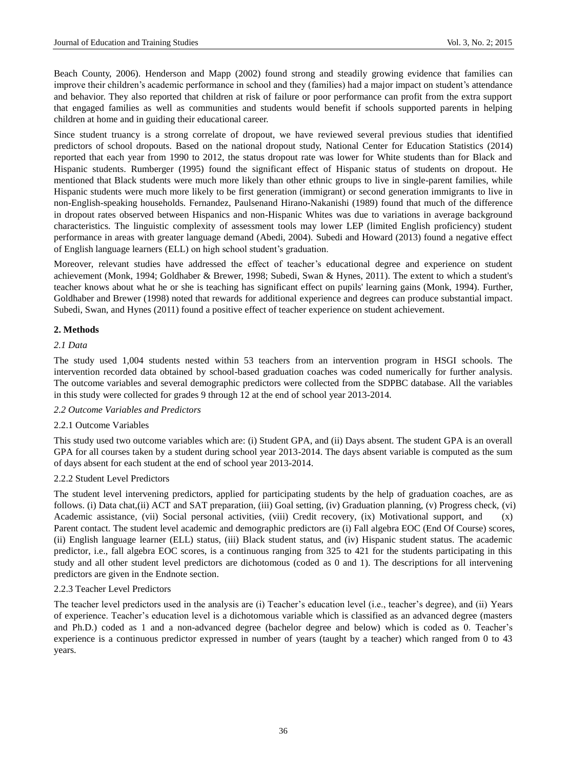Beach County, 2006). Henderson and Mapp (2002) found strong and steadily growing evidence that families can improve their children's academic performance in school and they (families) had a major impact on student's attendance and behavior. They also reported that children at risk of failure or poor performance can profit from the extra support that engaged families as well as communities and students would benefit if schools supported parents in helping children at home and in guiding their educational career.

Since student truancy is a strong correlate of dropout, we have reviewed several previous studies that identified predictors of school dropouts. Based on the national dropout study, National Center for Education Statistics (2014) reported that each year from 1990 to 2012, the status dropout rate was lower for White students than for Black and Hispanic students. Rumberger (1995) found the significant effect of Hispanic status of students on dropout. He mentioned that Black students were much more likely than other ethnic groups to live in single-parent families, while Hispanic students were much more likely to be first generation (immigrant) or second generation immigrants to live in non-English-speaking households. Fernandez, Paulsenand Hirano-Nakanishi (1989) found that much of the difference in dropout rates observed between Hispanics and non-Hispanic Whites was due to variations in average background characteristics. The linguistic complexity of assessment tools may lower LEP (limited English proficiency) student performance in areas with greater language demand (Abedi, 2004). Subedi and Howard (2013) found a negative effect of English language learners (ELL) on high school student's graduation.

Moreover, relevant studies have addressed the effect of teacher's educational degree and experience on student achievement (Monk, 1994; Goldhaber & Brewer, 1998; Subedi, Swan & Hynes, 2011). The extent to which a student's teacher knows about what he or she is teaching has significant effect on pupils' learning gains (Monk, 1994). Further, Goldhaber and Brewer (1998) noted that rewards for additional experience and degrees can produce substantial impact. Subedi, Swan, and Hynes (2011) found a positive effect of teacher experience on student achievement.

## 2. Methods

### *2.1 Data*

The study used 1,004 students nested within 53 teachers from an intervention program in HSGI schools. The intervention recorded data obtained by school-based graduation coaches was coded numerically for further analysis. The outcome variables and several demographic predictors were collected from the SDPBC database. All the variables in this study were collected for grades 9 through 12 at the end of school year 2013-2014.

### *2.2 Outcome Variables and Predictors*

#### 2.2.1 Outcome Variables

This study used two outcome variables which are: (i) Student GPA, and (ii) Days absent. The student GPA is an overall GPA for all courses taken by a student during school year 2013-2014. The days absent variable is computed as the sum of days absent for each student at the end of school year 2013-2014.

#### 2.2.2 Student Level Predictors

The student level intervening predictors, applied for participating students by the help of graduation coaches, are as follows. (i) Data chat,(ii) ACT and SAT preparation, (iii) Goal setting, (iv) Graduation planning, (v) Progress check, (vi) Academic assistance, (vii) Social personal activities, (viii) Credit recovery, (ix) Motivational support, and (x) Parent contact. The student level academic and demographic predictors are (i) Fall algebra EOC (End Of Course) scores, (ii) English language learner (ELL) status, (iii) Black student status, and (iv) Hispanic student status. The academic predictor, i.e., fall algebra EOC scores, is a continuous ranging from 325 to 421 for the students participating in this study and all other student level predictors are dichotomous (coded as 0 and 1). The descriptions for all intervening predictors are given in the Endnote section.

#### 2.2.3 Teacher Level Predictors

The teacher level predictors used in the analysis are (i) Teacher's education level (i.e., teacher's degree), and (ii) Years of experience. Teacher's education level is a dichotomous variable which is classified as an advanced degree (masters and Ph.D.) coded as 1 and a non-advanced degree (bachelor degree and below) which is coded as 0. Teacher's experience is a continuous predictor expressed in number of years (taught by a teacher) which ranged from 0 to 43 years.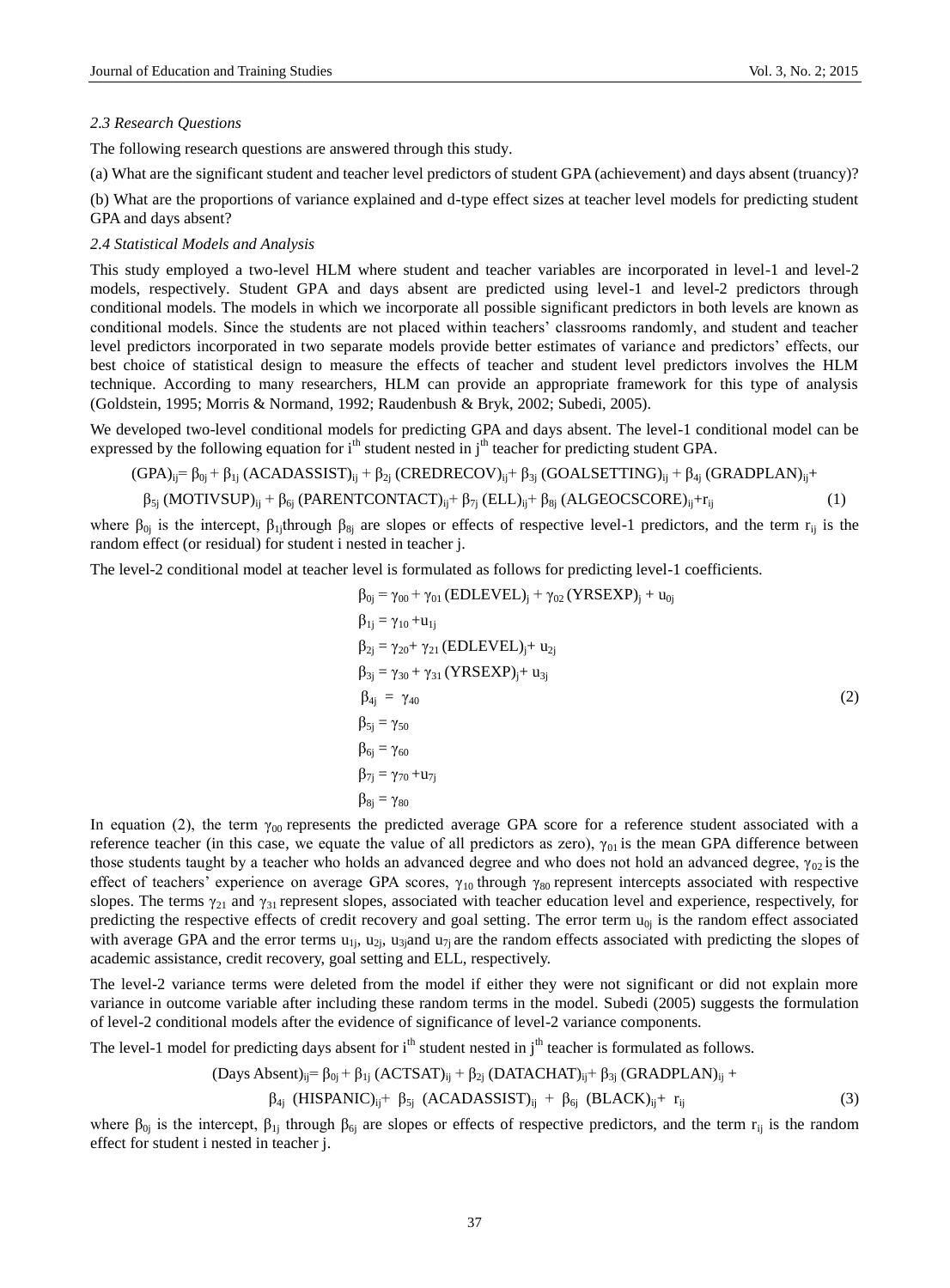### *2.3 Research Questions*

The following research questions are answered through this study.

(a) What are the significant student and teacher level predictors of student GPA (achievement) and days absent (truancy)?

(b) What are the proportions of variance explained and d-type effect sizes at teacher level models for predicting student GPA and days absent?

### *2.4 Statistical Models and Analysis*

This study employed a two-level HLM where student and teacher variables are incorporated in level-1 and level-2 models, respectively. Student GPA and days absent are predicted using level-1 and level-2 predictors through conditional models. The models in which we incorporate all possible significant predictors in both levels are known as conditional models. Since the students are not placed within teachers' classrooms randomly, and student and teacher level predictors incorporated in two separate models provide better estimates of variance and predictors' effects, our best choice of statistical design to measure the effects of teacher and student level predictors involves the HLM technique. According to many researchers, HLM can provide an appropriate framework for this type of analysis (Goldstein, 1995; Morris & Normand, 1992; Raudenbush & Bryk, 2002; Subedi, 2005).

We developed two-level conditional models for predicting GPA and days absent. The level-1 conditional model can be expressed by the following equation for $i^{th}$ student nested in $j^{th}$ teacher for predicting student GPA.

$$(GPA)_{ij} = \beta_{0j} + \beta_{1j}(ACADASSIST)_{ij} + \beta_{2j}(CREDRECOV)_{ij} + \beta_{3j}(GOALSETTING)_{ij} + \beta_{4j}(GRADPLAN)_{ij} + \beta_{5j}(MOTIVSUP)_{ij} + \beta_{6j}(PARENTCONTACT)_{ij} + \beta_{7j}(ELL)_{ij} + \beta_{8j}(ALGEOCSCORE)_{ij} + r_{ij} \quad (1)$$

where $\beta_{0j}$ is the intercept, $\beta_{1j}$ through $\beta_{8j}$ are slopes or effects of respective level-1 predictors, and the term $r_{ij}$ is the random effect (or residual) for student i nested in teacher j.

The level-2 conditional model at teacher level is formulated as follows for predicting level-1 coefficients.

$$
\begin{aligned}
\beta_{0j} &= \gamma_{00} + \gamma_{01}(EDLEVEL)_j + \gamma_{02}(YRSEXP)_j + u_{0j} \\
\beta_{1j} &= \gamma_{10} + u_{1j} \\
\beta_{2j} &= \gamma_{20} + \gamma_{21}(EDLEVEL)_j + u_{2j} \\
\beta_{3j} &= \gamma_{30} + \gamma_{31}(YRSEXP)_j + u_{3j} \\
\beta_{4j} &= \gamma_{40} \\
\beta_{5j} &= \gamma_{50} \\
\beta_{6j} &= \gamma_{60} \\
\beta_{7j} &= \gamma_{70} + u_{7j} \\
\beta_{8j} &= \gamma_{80}
\end{aligned} \quad (2)
$$

In equation (2), the term $\gamma_{00}$ represents the predicted average GPA score for a reference student associated with a reference teacher (in this case, we equate the value of all predictors as zero), $\gamma_{01}$ is the mean GPA difference between those students taught by a teacher who holds an advanced degree and who does not hold an advanced degree, $\gamma_{02}$ is the effect of teachers' experience on average GPA scores, $\gamma_{10}$ through $\gamma_{80}$ represent intercepts associated with respective slopes. The terms $\gamma_{21}$ and $\gamma_{31}$ represent slopes, associated with teacher education level and experience, respectively, for predicting the respective effects of credit recovery and goal setting. The error term $u_{0j}$ is the random effect associated with average GPA and the error terms $u_{1j}$, $u_{2j}$, $u_{3j}$ and $u_{7j}$ are the random effects associated with predicting the slopes of academic assistance, credit recovery, goal setting and ELL, respectively.

The level-2 variance terms were deleted from the model if either they were not significant or did not explain more variance in outcome variable after including these random terms in the model. Subedi (2005) suggests the formulation of level-2 conditional models after the evidence of significance of level-2 variance components.

The level-1 model for predicting days absent for $i^{th}$ student nested in $j^{th}$ teacher is formulated as follows.

$$(Days\ Absent)_{ij} = \beta_{0j} + \beta_{1j}(ACTSAT)_{ij} + \beta_{2j}(DATACHAT)_{ij} + \beta_{3j}(GRADPLAN)_{ij} + \beta_{4j}(HISPANIC)_{ij} + \beta_{5j}(ACADASSIST)_{ij} + \beta_{6j}(BLACK)_{ij} + r_{ij} \quad (3)$$

where $\beta_{0j}$ is the intercept, $\beta_{1j}$ through $\beta_{6j}$ are slopes or effects of respective predictors, and the term $r_{ij}$ is the random effect for student i nested in teacher j.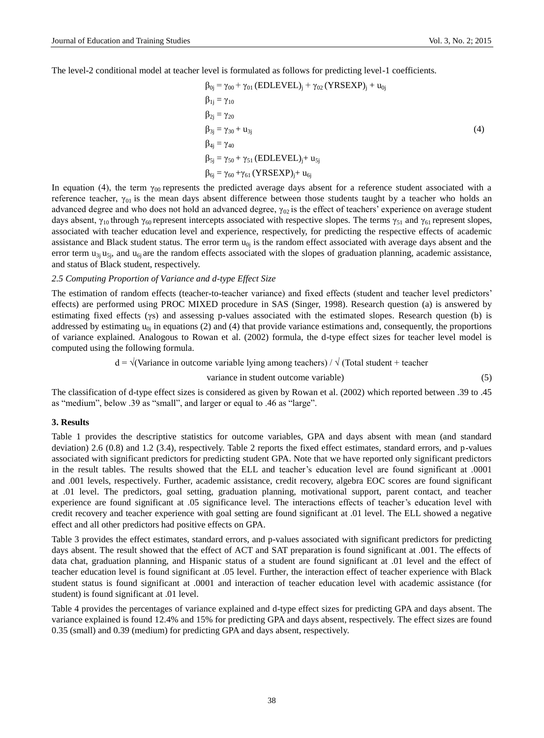The level-2 conditional model at teacher level is formulated as follows for predicting level-1 coefficients.

$$
\begin{aligned}
\beta_{0j} &= \gamma_{00} + \gamma_{01}(\text{EDLEVEL})_j + \gamma_{02}(\text{YRSEXP})_j + u_{0j} \\
\beta_{1j} &= \gamma_{10} \\
\beta_{2j} &= \gamma_{20} \\
\beta_{3j} &= \gamma_{30} + u_{3j} \\
\beta_{4j} &= \gamma_{40} \\
\beta_{5j} &= \gamma_{50} + \gamma_{51}(\text{EDLEVEL})_j + u_{5j} \\
\beta_{6j} &= \gamma_{60} + \gamma_{61}(\text{YRSEXP})_j + u_{6j}
\end{aligned}
\tag{4}
$$

In equation (4), the term $\gamma_{00}$ represents the predicted average days absent for a reference student associated with a reference teacher, $\gamma_{01}$ is the mean days absent difference between those students taught by a teacher who holds an advanced degree and who does not hold an advanced degree, $\gamma_{02}$ is the effect of teachers' experience on average student days absent, $\gamma_{10}$ through $\gamma_{60}$ represent intercepts associated with respective slopes. The terms $\gamma_{51}$ and $\gamma_{61}$ represent slopes, associated with teacher education level and experience, respectively, for predicting the respective effects of academic assistance and Black student status. The error term $u_{0j}$ is the random effect associated with average days absent and the error term $u_{3j}$ $u_{5j}$, and $u_{6j}$ are the random effects associated with the slopes of graduation planning, academic assistance, and status of Black student, respectively.

### *2.5 Computing Proportion of Variance and d-type Effect Size*

The estimation of random effects (teacher-to-teacher variance) and fixed effects (student and teacher level predictors' effects) are performed using PROC MIXED procedure in SAS (Singer, 1998). Research question (a) is answered by estimating fixed effects ($\gamma$s) and assessing p-values associated with the estimated slopes. Research question (b) is addressed by estimating $u_{0j}$ in equations (2) and (4) that provide variance estimations and, consequently, the proportions of variance explained. Analogous to Rowan et al. (2002) formula, the d-type effect sizes for teacher level model is computed using the following formula.

$$
d = \sqrt{(\text{Variance in outcome variable lying among teachers})} \,/\, \sqrt{(\text{Total student + teacher variance in student outcome variable})} \tag{5}
$$

The classification of d-type effect sizes is considered as given by Rowan et al. (2002) which reported between .39 to .45 as "medium", below .39 as "small", and larger or equal to .46 as "large".

## 3. Results

Table 1 provides the descriptive statistics for outcome variables, GPA and days absent with mean (and standard deviation) 2.6 (0.8) and 1.2 (3.4), respectively. Table 2 reports the fixed effect estimates, standard errors, and p-values associated with significant predictors for predicting student GPA. Note that we have reported only significant predictors in the result tables. The results showed that the ELL and teacher's education level are found significant at .0001 and .001 levels, respectively. Further, academic assistance, credit recovery, algebra EOC scores are found significant at .01 level. The predictors, goal setting, graduation planning, motivational support, parent contact, and teacher experience are found significant at .05 significance level. The interactions effects of teacher's education level with credit recovery and teacher experience with goal setting are found significant at .01 level. The ELL showed a negative effect and all other predictors had positive effects on GPA.

Table 3 provides the effect estimates, standard errors, and p-values associated with significant predictors for predicting days absent. The result showed that the effect of ACT and SAT preparation is found significant at .001. The effects of data chat, graduation planning, and Hispanic status of a student are found significant at .01 level and the effect of teacher education level is found significant at .05 level. Further, the interaction effect of teacher experience with Black student status is found significant at .0001 and interaction of teacher education level with academic assistance (for student) is found significant at .01 level.

Table 4 provides the percentages of variance explained and d-type effect sizes for predicting GPA and days absent. The variance explained is found 12.4% and 15% for predicting GPA and days absent, respectively. The effect sizes are found 0.35 (small) and 0.39 (medium) for predicting GPA and days absent, respectively.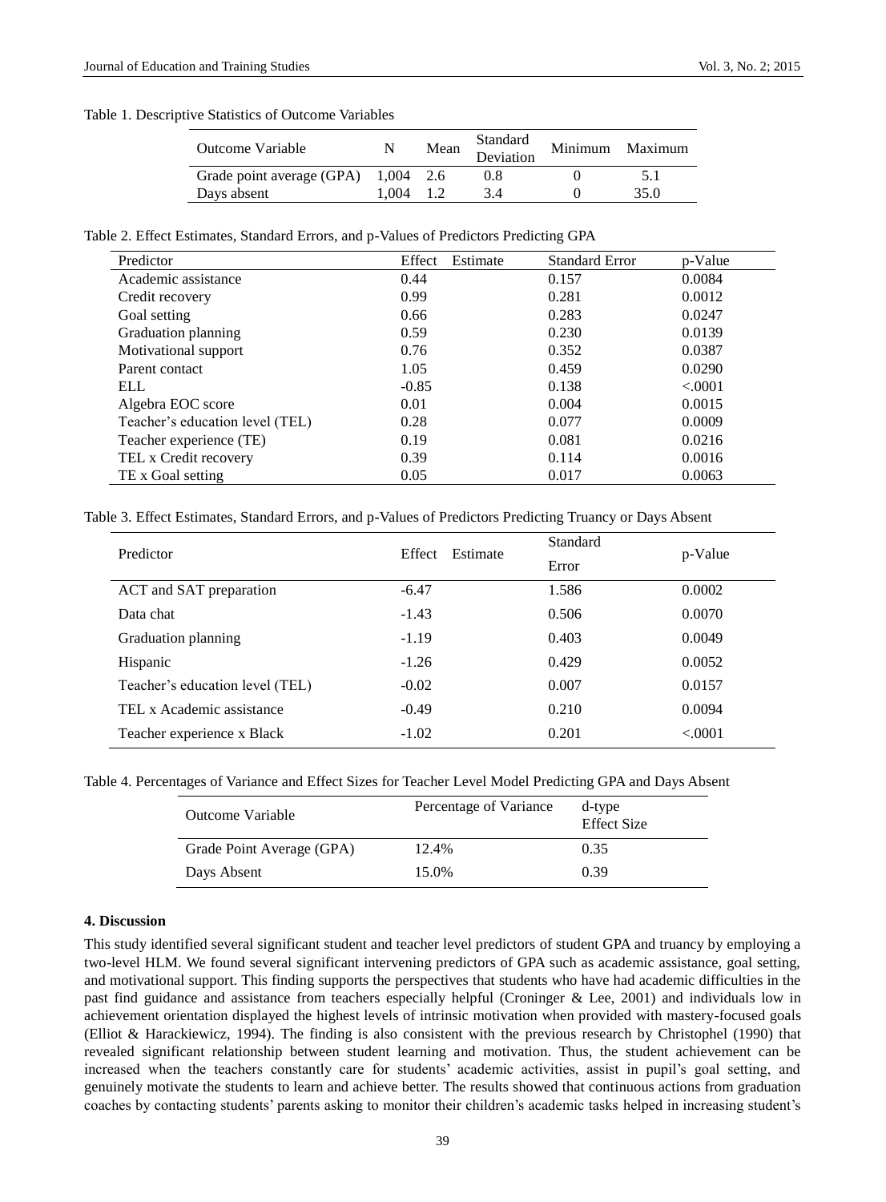Table 1. Descriptive Statistics of Outcome Variables

| Outcome Variable | N | Mean | Standard Deviation | Minimum | Maximum |
|---|---|---|---|---|---|
| Grade point average (GPA) | 1,004 | 2.6 | 0.8 | 0 | 5.1 |
| Days absent | 1,004 | 1.2 | 3.4 | 0 | 35.0 |

Table 2. Effect Estimates, Standard Errors, and p-Values of Predictors Predicting GPA

| Predictor | Effect Estimate | Standard Error | p-Value |
|---|---|---|---|
| Academic assistance | 0.44 | 0.157 | 0.0084 |
| Credit recovery | 0.99 | 0.281 | 0.0012 |
| Goal setting | 0.66 | 0.283 | 0.0247 |
| Graduation planning | 0.59 | 0.230 | 0.0139 |
| Motivational support | 0.76 | 0.352 | 0.0387 |
| Parent contact | 1.05 | 0.459 | 0.0290 |
| ELL | -0.85 | 0.138 | <.0001 |
| Algebra EOC score | 0.01 | 0.004 | 0.0015 |
| Teacher's education level (TEL) | 0.28 | 0.077 | 0.0009 |
| Teacher experience (TE) | 0.19 | 0.081 | 0.0216 |
| TEL x Credit recovery | 0.39 | 0.114 | 0.0016 |
| TE x Goal setting | 0.05 | 0.017 | 0.0063 |

Table 3. Effect Estimates, Standard Errors, and p-Values of Predictors Predicting Truancy or Days Absent

| Predictor | Effect Estimate | Standard Error | p-Value |
|---|---|---|---|
| ACT and SAT preparation | -6.47 | 1.586 | 0.0002 |
| Data chat | -1.43 | 0.506 | 0.0070 |
| Graduation planning | -1.19 | 0.403 | 0.0049 |
| Hispanic | -1.26 | 0.429 | 0.0052 |
| Teacher's education level (TEL) | -0.02 | 0.007 | 0.0157 |
| TEL x Academic assistance | -0.49 | 0.210 | 0.0094 |
| Teacher experience x Black | -1.02 | 0.201 | <.0001 |

Table 4. Percentages of Variance and Effect Sizes for Teacher Level Model Predicting GPA and Days Absent

| Outcome Variable | Percentage of Variance | d-type Effect Size |
|---|---|---|
| Grade Point Average (GPA) | 12.4% | 0.35 |
| Days Absent | 15.0% | 0.39 |

## 4. Discussion

This study identified several significant student and teacher level predictors of student GPA and truancy by employing a two-level HLM. We found several significant intervening predictors of GPA such as academic assistance, goal setting, and motivational support. This finding supports the perspectives that students who have had academic difficulties in the past find guidance and assistance from teachers especially helpful (Croninger & Lee, 2001) and individuals low in achievement orientation displayed the highest levels of intrinsic motivation when provided with mastery-focused goals (Elliot & Harackiewicz, 1994). The finding is also consistent with the previous research by Christophel (1990) that revealed significant relationship between student learning and motivation. Thus, the student achievement can be increased when the teachers constantly care for students' academic activities, assist in pupil's goal setting, and genuinely motivate the students to learn and achieve better. The results showed that continuous actions from graduation coaches by contacting students' parents asking to monitor their children's academic tasks helped in increasing student's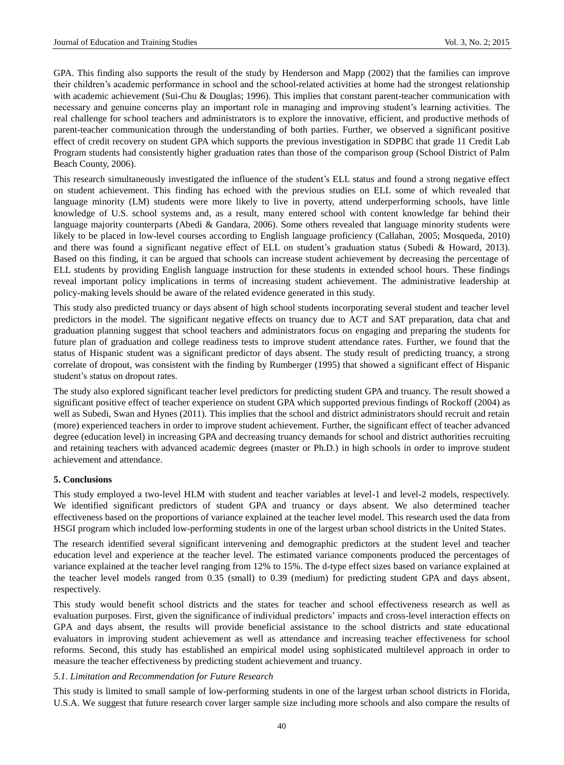GPA. This finding also supports the result of the study by Henderson and Mapp (2002) that the families can improve their children's academic performance in school and the school-related activities at home had the strongest relationship with academic achievement (Sui-Chu & Douglas; 1996). This implies that constant parent-teacher communication with necessary and genuine concerns play an important role in managing and improving student's learning activities. The real challenge for school teachers and administrators is to explore the innovative, efficient, and productive methods of parent-teacher communication through the understanding of both parties. Further, we observed a significant positive effect of credit recovery on student GPA which supports the previous investigation in SDPBC that grade 11 Credit Lab Program students had consistently higher graduation rates than those of the comparison group (School District of Palm Beach County, 2006).

This research simultaneously investigated the influence of the student's ELL status and found a strong negative effect on student achievement. This finding has echoed with the previous studies on ELL some of which revealed that language minority (LM) students were more likely to live in poverty, attend underperforming schools, have little knowledge of U.S. school systems and, as a result, many entered school with content knowledge far behind their language majority counterparts (Abedi & Gandara, 2006). Some others revealed that language minority students were likely to be placed in low-level courses according to English language proficiency (Callahan, 2005; Mosqueda, 2010) and there was found a significant negative effect of ELL on student's graduation status (Subedi & Howard, 2013). Based on this finding, it can be argued that schools can increase student achievement by decreasing the percentage of ELL students by providing English language instruction for these students in extended school hours. These findings reveal important policy implications in terms of increasing student achievement. The administrative leadership at policy-making levels should be aware of the related evidence generated in this study.

This study also predicted truancy or days absent of high school students incorporating several student and teacher level predictors in the model. The significant negative effects on truancy due to ACT and SAT preparation, data chat and graduation planning suggest that school teachers and administrators focus on engaging and preparing the students for future plan of graduation and college readiness tests to improve student attendance rates. Further, we found that the status of Hispanic student was a significant predictor of days absent. The study result of predicting truancy, a strong correlate of dropout, was consistent with the finding by Rumberger (1995) that showed a significant effect of Hispanic student's status on dropout rates.

The study also explored significant teacher level predictors for predicting student GPA and truancy. The result showed a significant positive effect of teacher experience on student GPA which supported previous findings of Rockoff (2004) as well as Subedi, Swan and Hynes (2011). This implies that the school and district administrators should recruit and retain (more) experienced teachers in order to improve student achievement. Further, the significant effect of teacher advanced degree (education level) in increasing GPA and decreasing truancy demands for school and district authorities recruiting and retaining teachers with advanced academic degrees (master or Ph.D.) in high schools in order to improve student achievement and attendance.

## 5. Conclusions

This study employed a two-level HLM with student and teacher variables at level-1 and level-2 models, respectively. We identified significant predictors of student GPA and truancy or days absent. We also determined teacher effectiveness based on the proportions of variance explained at the teacher level model. This research used the data from HSGI program which included low-performing students in one of the largest urban school districts in the United States.

The research identified several significant intervening and demographic predictors at the student level and teacher education level and experience at the teacher level. The estimated variance components produced the percentages of variance explained at the teacher level ranging from 12% to 15%. The d-type effect sizes based on variance explained at the teacher level models ranged from 0.35 (small) to 0.39 (medium) for predicting student GPA and days absent, respectively.

This study would benefit school districts and the states for teacher and school effectiveness research as well as evaluation purposes. First, given the significance of individual predictors' impacts and cross-level interaction effects on GPA and days absent, the results will provide beneficial assistance to the school districts and state educational evaluators in improving student achievement as well as attendance and increasing teacher effectiveness for school reforms. Second, this study has established an empirical model using sophisticated multilevel approach in order to measure the teacher effectiveness by predicting student achievement and truancy.

### *5.1. Limitation and Recommendation for Future Research*

This study is limited to small sample of low-performing students in one of the largest urban school districts in Florida, U.S.A. We suggest that future research cover larger sample size including more schools and also compare the results of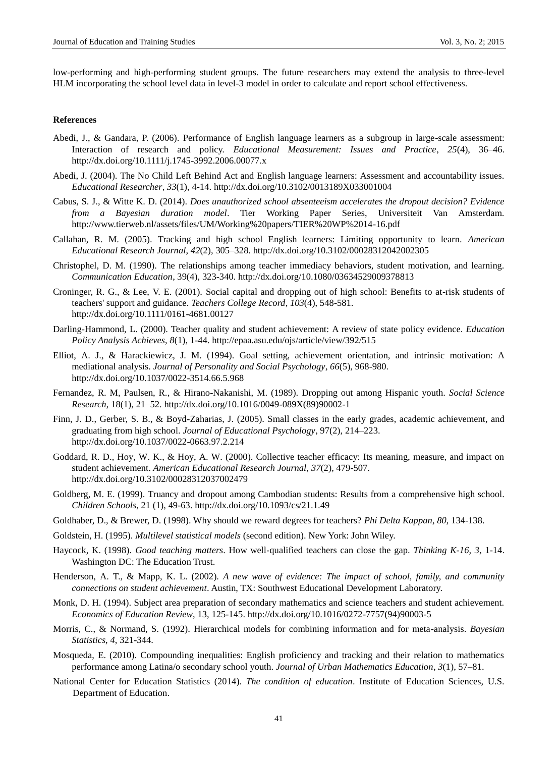low-performing and high-performing student groups. The future researchers may extend the analysis to three-level HLM incorporating the school level data in level-3 model in order to calculate and report school effectiveness.

## References

Abedi, J., & Gandara, P. (2006). Performance of English language learners as a subgroup in large-scale assessment: Interaction of research and policy. *Educational Measurement: Issues and Practice*, *25*(4), 36–46. http://dx.doi.org/10.1111/j.1745-3992.2006.00077.x

Abedi, J. (2004). The No Child Left Behind Act and English language learners: Assessment and accountability issues. *Educational Researcher*, *33*(1), 4-14. http://dx.doi.org/10.3102/0013189X033001004

Cabus, S. J., & Witte K. D. (2014). *Does unauthorized school absenteeism accelerates the dropout decision? Evidence from a Bayesian duration model*. Tier Working Paper Series, Universiteit Van Amsterdam. http://www.tierweb.nl/assets/files/UM/Working%20papers/TIER%20WP%2014-16.pdf

Callahan, R. M. (2005). Tracking and high school English learners: Limiting opportunity to learn. *American Educational Research Journal*, *42*(2), 305–328. http://dx.doi.org/10.3102/00028312042002305

Christophel, D. M. (1990). The relationships among teacher immediacy behaviors, student motivation, and learning. *Communication Education*, 39(4), 323-340. http://dx.doi.org/10.1080/03634529009378813

Croninger, R. G., & Lee, V. E. (2001). Social capital and dropping out of high school: Benefits to at-risk students of teachers' support and guidance. *Teachers College Record*, *103*(4), 548-581. http://dx.doi.org/10.1111/0161-4681.00127

Darling-Hammond, L. (2000). Teacher quality and student achievement: A review of state policy evidence. *Education Policy Analysis Achieves*, *8*(1), 1-44. http://epaa.asu.edu/ojs/article/view/392/515

Elliot, A. J., & Harackiewicz, J. M. (1994). Goal setting, achievement orientation, and intrinsic motivation: A mediational analysis. *Journal of Personality and Social Psychology*, *66*(5), 968-980. http://dx.doi.org/10.1037/0022-3514.66.5.968

Fernandez, R. M, Paulsen, R., & Hirano-Nakanishi, M. (1989). Dropping out among Hispanic youth. *Social Science Research*, 18(1), 21–52. http://dx.doi.org/10.1016/0049-089X(89)90002-1

Finn, J. D., Gerber, S. B., & Boyd-Zaharias, J. (2005). Small classes in the early grades, academic achievement, and graduating from high school. *Journal of Educational Psychology*, 97(2), 214–223. http://dx.doi.org/10.1037/0022-0663.97.2.214

Goddard, R. D., Hoy, W. K., & Hoy, A. W. (2000). Collective teacher efficacy: Its meaning, measure, and impact on student achievement. *American Educational Research Journal*, *37*(2), 479-507. http://dx.doi.org/10.3102/00028312037002479

Goldberg, M. E. (1999). Truancy and dropout among Cambodian students: Results from a comprehensive high school. *Children Schools*, 21 (1), 49-63. http://dx.doi.org/10.1093/cs/21.1.49

Goldhaber, D., & Brewer, D. (1998). Why should we reward degrees for teachers? *Phi Delta Kappan*, *80*, 134-138.

Goldstein, H. (1995). *Multilevel statistical models* (second edition). New York: John Wiley.

Haycock, K. (1998). *Good teaching matters*. How well-qualified teachers can close the gap. *Thinking K-16, 3,* 1-14. Washington DC: The Education Trust.

Henderson, A. T., & Mapp, K. L. (2002). *A new wave of evidence: The impact of school, family, and community connections on student achievement*. Austin, TX: Southwest Educational Development Laboratory.

Monk, D. H. (1994). Subject area preparation of secondary mathematics and science teachers and student achievement. *Economics of Education Review*, 13, 125-145. http://dx.doi.org/10.1016/0272-7757(94)90003-5

Morris, C., & Normand, S. (1992). Hierarchical models for combining information and for meta-analysis. *Bayesian Statistics*, *4*, 321-344.

Mosqueda, E. (2010). Compounding inequalities: English proficiency and tracking and their relation to mathematics performance among Latina/o secondary school youth. *Journal of Urban Mathematics Education*, *3*(1), 57–81.

National Center for Education Statistics (2014). *The condition of education*. Institute of Education Sciences, U.S. Department of Education.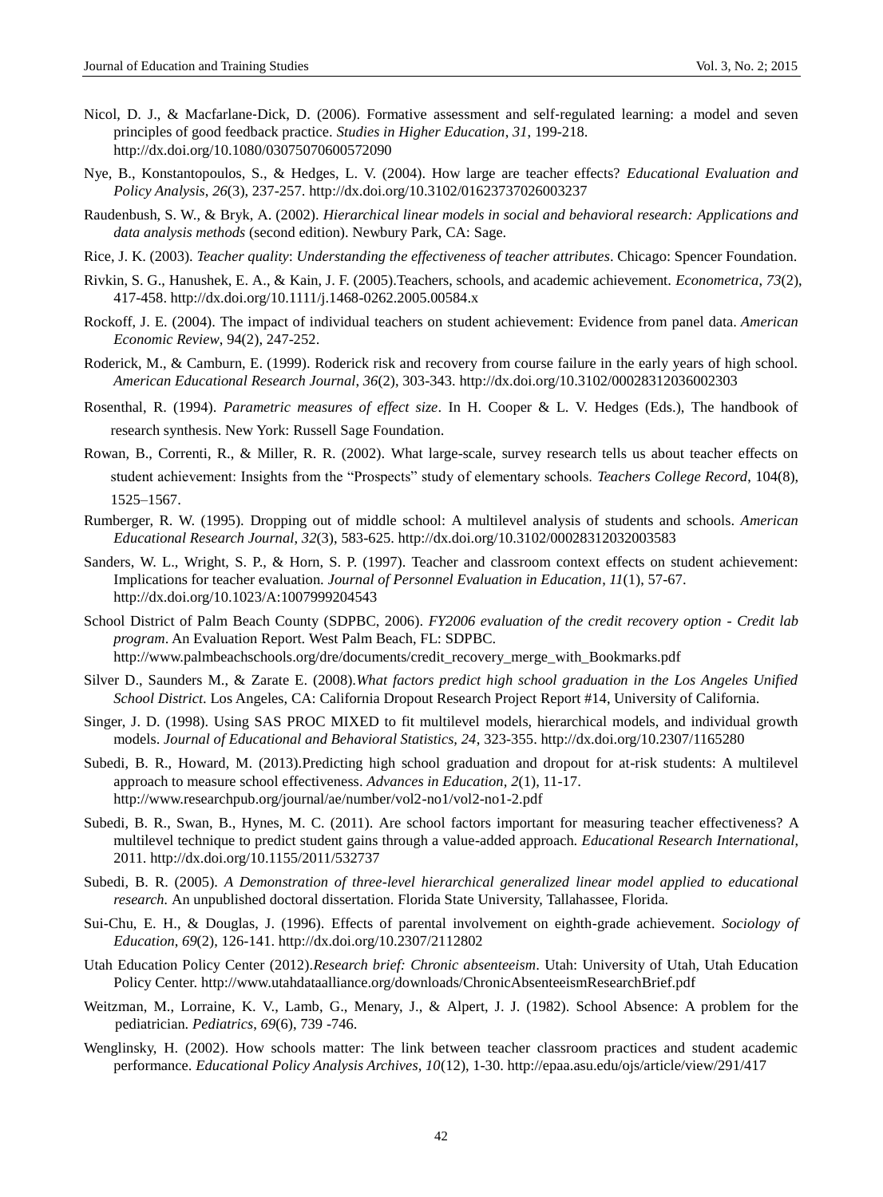Nicol, D. J., & Macfarlane-Dick, D. (2006). Formative assessment and self-regulated learning: a model and seven principles of good feedback practice. *Studies in Higher Education*, *31*, 199-218. http://dx.doi.org/10.1080/03075070600572090

Nye, B., Konstantopoulos, S., & Hedges, L. V. (2004). How large are teacher effects? *Educational Evaluation and Policy Analysis*, *26*(3), 237-257. http://dx.doi.org/10.3102/01623737026003237

Raudenbush, S. W., & Bryk, A. (2002). *Hierarchical linear models in social and behavioral research: Applications and data analysis methods* (second edition). Newbury Park, CA: Sage.

Rice, J. K. (2003). *Teacher quality*: *Understanding the effectiveness of teacher attributes*. Chicago: Spencer Foundation.

Rivkin, S. G., Hanushek, E. A., & Kain, J. F. (2005).Teachers, schools, and academic achievement. *Econometrica*, *73*(2), 417-458. http://dx.doi.org/10.1111/j.1468-0262.2005.00584.x

Rockoff, J. E. (2004). The impact of individual teachers on student achievement: Evidence from panel data. *American Economic Review*, 94(2), 247-252.

Roderick, M., & Camburn, E. (1999). Roderick risk and recovery from course failure in the early years of high school. *American Educational Research Journal, 36*(2), 303-343. http://dx.doi.org/10.3102/00028312036002303

Rosenthal, R. (1994). *Parametric measures of effect size*. In H. Cooper & L. V. Hedges (Eds.), The handbook of research synthesis. New York: Russell Sage Foundation.

Rowan, B., Correnti, R., & Miller, R. R. (2002). What large-scale, survey research tells us about teacher effects on student achievement: Insights from the "Prospects" study of elementary schools. *Teachers College Record*, 104(8), 1525–1567.

Rumberger, R. W. (1995). Dropping out of middle school: A multilevel analysis of students and schools. *American Educational Research Journal*, *32*(3), 583-625. http://dx.doi.org/10.3102/00028312032003583

Sanders, W. L., Wright, S. P., & Horn, S. P. (1997). Teacher and classroom context effects on student achievement: Implications for teacher evaluation. *Journal of Personnel Evaluation in Education*, *11*(1), 57-67. http://dx.doi.org/10.1023/A:1007999204543

School District of Palm Beach County (SDPBC, 2006). *FY2006 evaluation of the credit recovery option - Credit lab program*. An Evaluation Report. West Palm Beach, FL: SDPBC. http://www.palmbeachschools.org/dre/documents/credit_recovery_merge_with_Bookmarks.pdf

Silver D., Saunders M., & Zarate E. (2008).*What factors predict high school graduation in the Los Angeles Unified School District*. Los Angeles, CA: California Dropout Research Project Report #14, University of California.

Singer, J. D. (1998). Using SAS PROC MIXED to fit multilevel models, hierarchical models, and individual growth models. *Journal of Educational and Behavioral Statistics, 24*, 323-355. http://dx.doi.org/10.2307/1165280

Subedi, B. R., Howard, M. (2013).Predicting high school graduation and dropout for at-risk students: A multilevel approach to measure school effectiveness. *Advances in Education, 2*(1), 11-17. http://www.researchpub.org/journal/ae/number/vol2-no1/vol2-no1-2.pdf

Subedi, B. R., Swan, B., Hynes, M. C. (2011). Are school factors important for measuring teacher effectiveness? A multilevel technique to predict student gains through a value-added approach. *Educational Research International,* 2011. http://dx.doi.org/10.1155/2011/532737

Subedi, B. R. (2005). *A Demonstration of three-level hierarchical generalized linear model applied to educational research.* An unpublished doctoral dissertation. Florida State University, Tallahassee, Florida.

Sui-Chu, E. H., & Douglas, J. (1996). Effects of parental involvement on eighth-grade achievement. *Sociology of Education*, *69*(2), 126-141. http://dx.doi.org/10.2307/2112802

Utah Education Policy Center (2012).*Research brief: Chronic absenteeism*. Utah: University of Utah, Utah Education Policy Center. http://www.utahdataalliance.org/downloads/ChronicAbsenteeismResearchBrief.pdf

Weitzman, M., Lorraine, K. V., Lamb, G., Menary, J., & Alpert, J. J. (1982). School Absence: A problem for the pediatrician. *Pediatrics*, *69*(6), 739 -746.

Wenglinsky, H. (2002). How schools matter: The link between teacher classroom practices and student academic performance. *Educational Policy Analysis Archives, 10*(12), 1-30. http://epaa.asu.edu/ojs/article/view/291/417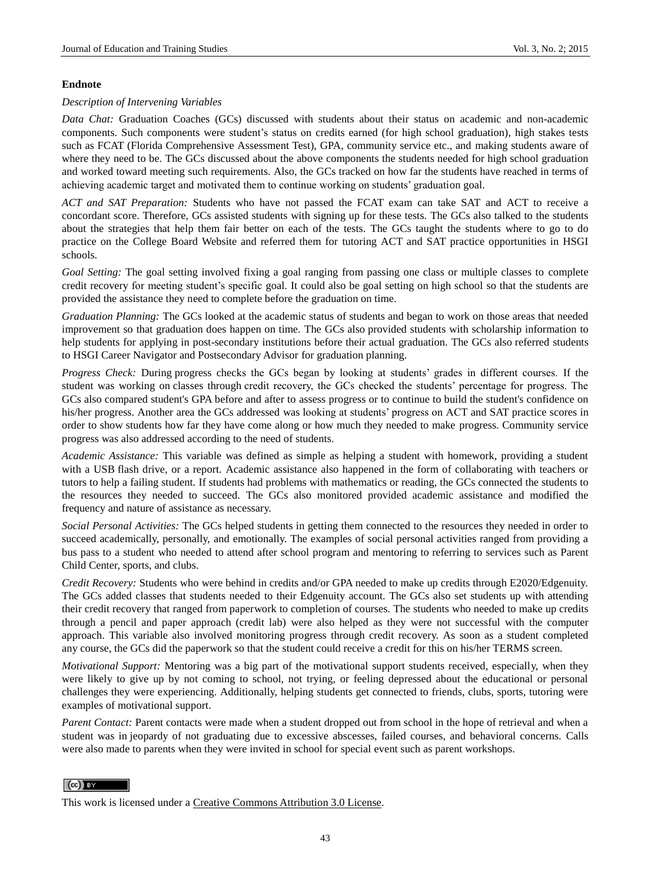**Endnote**

*Description of Intervening Variables*

*Data Chat:* Graduation Coaches (GCs) discussed with students about their status on academic and non-academic components. Such components were student's status on credits earned (for high school graduation), high stakes tests such as FCAT (Florida Comprehensive Assessment Test), GPA, community service etc., and making students aware of where they need to be. The GCs discussed about the above components the students needed for high school graduation and worked toward meeting such requirements. Also, the GCs tracked on how far the students have reached in terms of achieving academic target and motivated them to continue working on students' graduation goal.

*ACT and SAT Preparation:* Students who have not passed the FCAT exam can take SAT and ACT to receive a concordant score. Therefore, GCs assisted students with signing up for these tests. The GCs also talked to the students about the strategies that help them fair better on each of the tests. The GCs taught the students where to go to do practice on the College Board Website and referred them for tutoring ACT and SAT practice opportunities in HSGI schools.

*Goal Setting:* The goal setting involved fixing a goal ranging from passing one class or multiple classes to complete credit recovery for meeting student's specific goal. It could also be goal setting on high school so that the students are provided the assistance they need to complete before the graduation on time.

*Graduation Planning:* The GCs looked at the academic status of students and began to work on those areas that needed improvement so that graduation does happen on time. The GCs also provided students with scholarship information to help students for applying in post-secondary institutions before their actual graduation. The GCs also referred students to HSGI Career Navigator and Postsecondary Advisor for graduation planning.

*Progress Check:* During progress checks the GCs began by looking at students' grades in different courses. If the student was working on classes through credit recovery, the GCs checked the students' percentage for progress. The GCs also compared student's GPA before and after to assess progress or to continue to build the student's confidence on his/her progress. Another area the GCs addressed was looking at students' progress on ACT and SAT practice scores in order to show students how far they have come along or how much they needed to make progress. Community service progress was also addressed according to the need of students.

*Academic Assistance:* This variable was defined as simple as helping a student with homework, providing a student with a USB flash drive, or a report. Academic assistance also happened in the form of collaborating with teachers or tutors to help a failing student. If students had problems with mathematics or reading, the GCs connected the students to the resources they needed to succeed. The GCs also monitored provided academic assistance and modified the frequency and nature of assistance as necessary.

*Social Personal Activities:* The GCs helped students in getting them connected to the resources they needed in order to succeed academically, personally, and emotionally. The examples of social personal activities ranged from providing a bus pass to a student who needed to attend after school program and mentoring to referring to services such as Parent Child Center, sports, and clubs.

*Credit Recovery:* Students who were behind in credits and/or GPA needed to make up credits through E2020/Edgenuity. The GCs added classes that students needed to their Edgenuity account. The GCs also set students up with attending their credit recovery that ranged from paperwork to completion of courses. The students who needed to make up credits through a pencil and paper approach (credit lab) were also helped as they were not successful with the computer approach. This variable also involved monitoring progress through credit recovery. As soon as a student completed any course, the GCs did the paperwork so that the student could receive a credit for this on his/her TERMS screen.

*Motivational Support:* Mentoring was a big part of the motivational support students received, especially, when they were likely to give up by not coming to school, not trying, or feeling depressed about the educational or personal challenges they were experiencing. Additionally, helping students get connected to friends, clubs, sports, tutoring were examples of motivational support.

*Parent Contact:* Parent contacts were made when a student dropped out from school in the hope of retrieval and when a student was in jeopardy of not graduating due to excessive abscesses, failed courses, and behavioral concerns. Calls were also made to parents when they were invited in school for special event such as parent workshops.

This work is licensed under a Creative Commons Attribution 3.0 License.